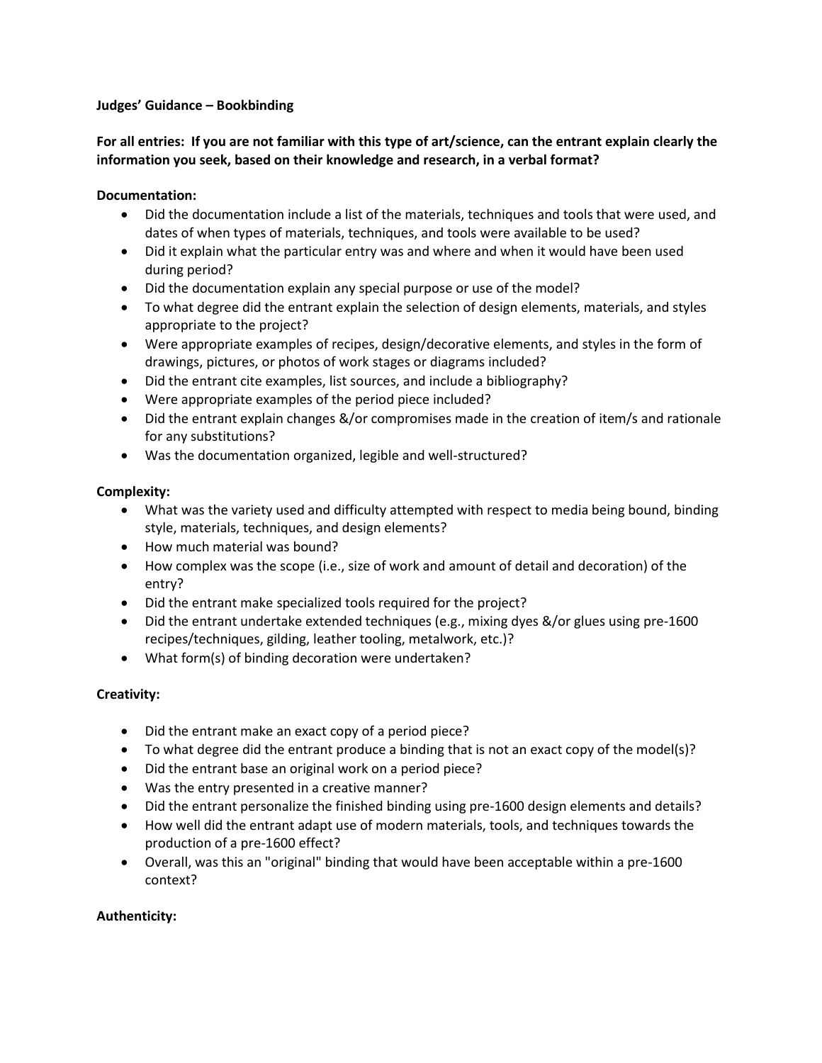**Judges' Guidance – Bookbinding**

**For all entries: If you are not familiar with this type of art/science, can the entrant explain clearly the information you seek, based on their knowledge and research, in a verbal format?**

**Documentation:**

- Did the documentation include a list of the materials, techniques and tools that were used, and dates of when types of materials, techniques, and tools were available to be used?
- Did it explain what the particular entry was and where and when it would have been used during period?
- Did the documentation explain any special purpose or use of the model?
- To what degree did the entrant explain the selection of design elements, materials, and styles appropriate to the project?
- Were appropriate examples of recipes, design/decorative elements, and styles in the form of drawings, pictures, or photos of work stages or diagrams included?
- Did the entrant cite examples, list sources, and include a bibliography?
- Were appropriate examples of the period piece included?
- Did the entrant explain changes &/or compromises made in the creation of item/s and rationale for any substitutions?
- Was the documentation organized, legible and well-structured?

**Complexity:**

- What was the variety used and difficulty attempted with respect to media being bound, binding style, materials, techniques, and design elements?
- How much material was bound?
- How complex was the scope (i.e., size of work and amount of detail and decoration) of the entry?
- Did the entrant make specialized tools required for the project?
- Did the entrant undertake extended techniques (e.g., mixing dyes &/or glues using pre-1600 recipes/techniques, gilding, leather tooling, metalwork, etc.)?
- What form(s) of binding decoration were undertaken?

**Creativity:**

- Did the entrant make an exact copy of a period piece?
- To what degree did the entrant produce a binding that is not an exact copy of the model(s)?
- Did the entrant base an original work on a period piece?
- Was the entry presented in a creative manner?
- Did the entrant personalize the finished binding using pre-1600 design elements and details?
- How well did the entrant adapt use of modern materials, tools, and techniques towards the production of a pre-1600 effect?
- Overall, was this an "original" binding that would have been acceptable within a pre-1600 context?

**Authenticity:**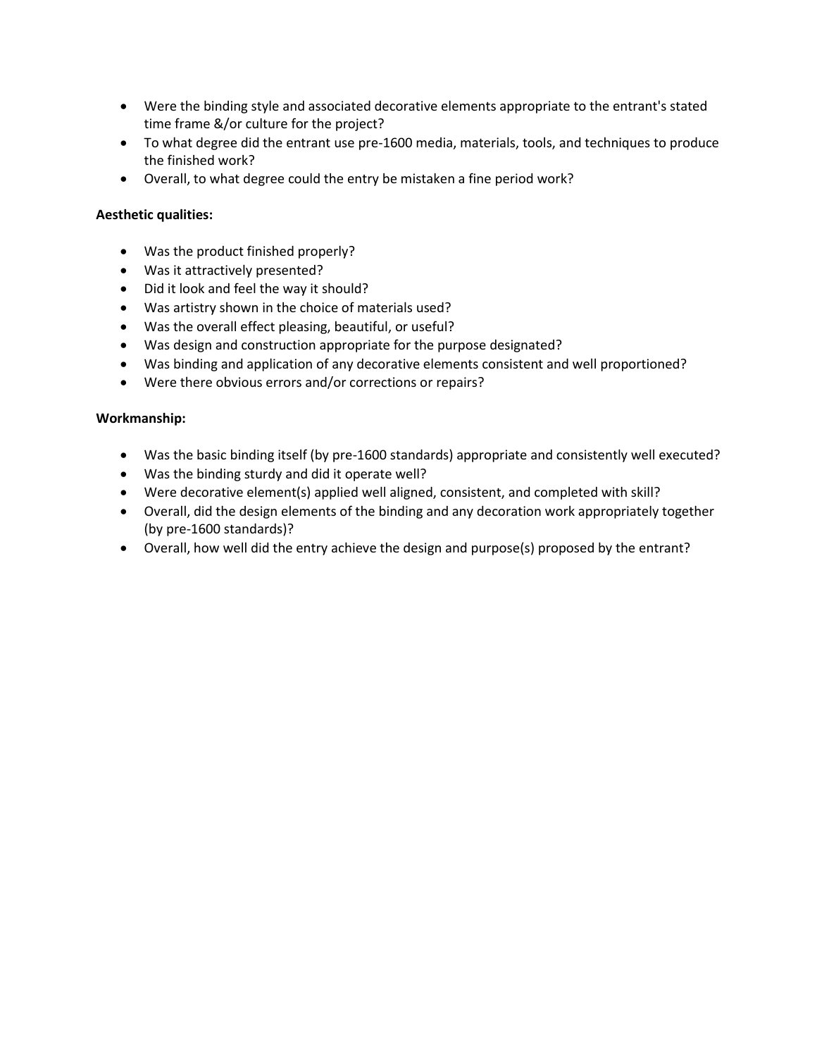- Were the binding style and associated decorative elements appropriate to the entrant's stated time frame &/or culture for the project?
- To what degree did the entrant use pre-1600 media, materials, tools, and techniques to produce the finished work?
- Overall, to what degree could the entry be mistaken a fine period work?

**Aesthetic qualities:**

- Was the product finished properly?
- Was it attractively presented?
- Did it look and feel the way it should?
- Was artistry shown in the choice of materials used?
- Was the overall effect pleasing, beautiful, or useful?
- Was design and construction appropriate for the purpose designated?
- Was binding and application of any decorative elements consistent and well proportioned?
- Were there obvious errors and/or corrections or repairs?

**Workmanship:**

- Was the basic binding itself (by pre-1600 standards) appropriate and consistently well executed?
- Was the binding sturdy and did it operate well?
- Were decorative element(s) applied well aligned, consistent, and completed with skill?
- Overall, did the design elements of the binding and any decoration work appropriately together (by pre-1600 standards)?
- Overall, how well did the entry achieve the design and purpose(s) proposed by the entrant?